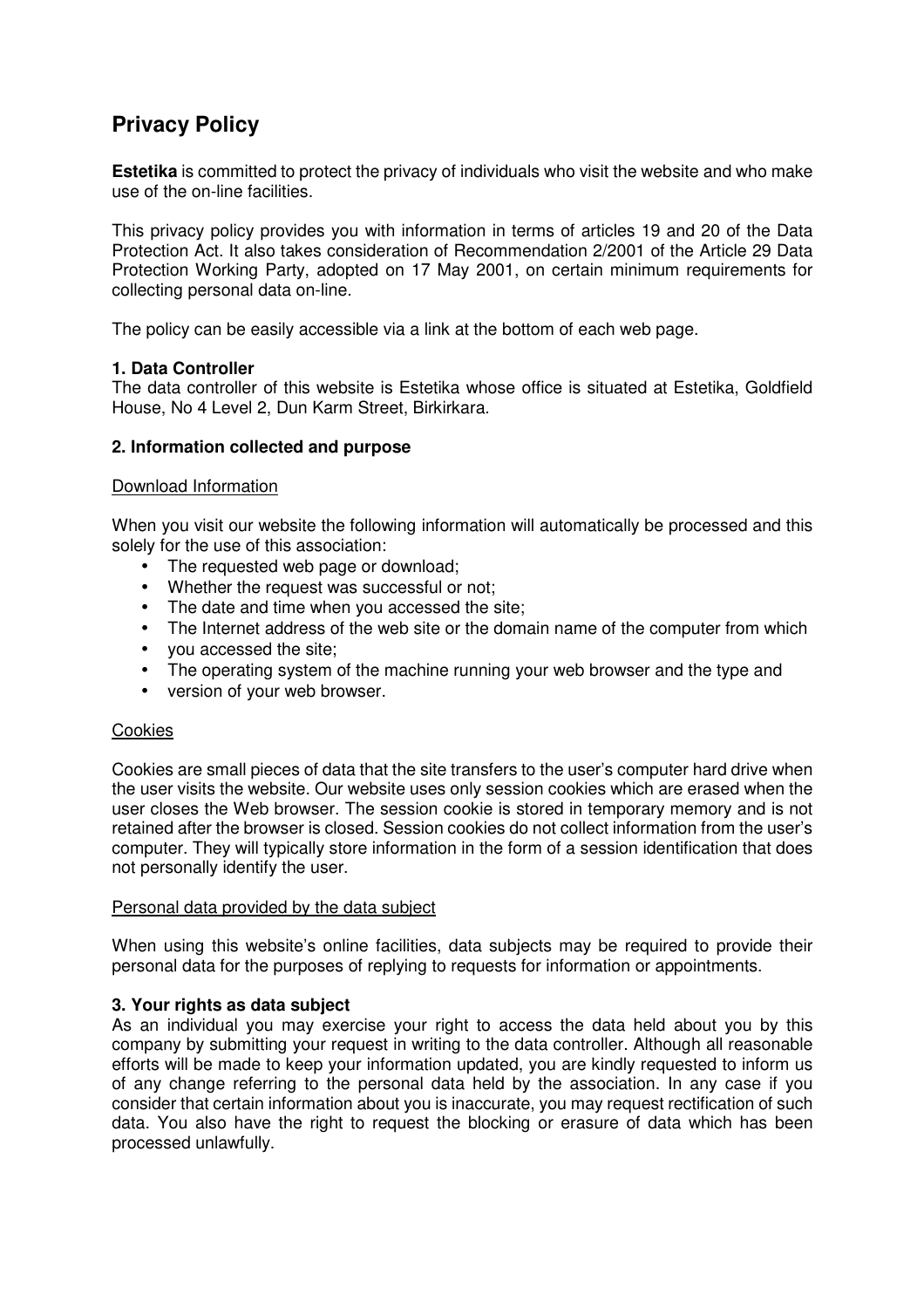# Privacy Policy

**Estetika** is committed to protect the privacy of individuals who visit the website and who make use of the on-line facilities.

This privacy policy provides you with information in terms of articles 19 and 20 of the Data Protection Act. It also takes consideration of Recommendation 2/2001 of the Article 29 Data Protection Working Party, adopted on 17 May 2001, on certain minimum requirements for collecting personal data on-line.

The policy can be easily accessible via a link at the bottom of each web page.

**1. Data Controller**

The data controller of this website is Estetika whose office is situated at Estetika, Goldfield House, No 4 Level 2, Dun Karm Street, Birkirkara.

**2. Information collected and purpose**

Download Information

When you visit our website the following information will automatically be processed and this solely for the use of this association:

- The requested web page or download;
- Whether the request was successful or not;
- The date and time when you accessed the site;
- The Internet address of the web site or the domain name of the computer from which
- you accessed the site;
- The operating system of the machine running your web browser and the type and
- version of your web browser.

Cookies

Cookies are small pieces of data that the site transfers to the user's computer hard drive when the user visits the website. Our website uses only session cookies which are erased when the user closes the Web browser. The session cookie is stored in temporary memory and is not retained after the browser is closed. Session cookies do not collect information from the user's computer. They will typically store information in the form of a session identification that does not personally identify the user.

Personal data provided by the data subject

When using this website's online facilities, data subjects may be required to provide their personal data for the purposes of replying to requests for information or appointments.

**3. Your rights as data subject**

As an individual you may exercise your right to access the data held about you by this company by submitting your request in writing to the data controller. Although all reasonable efforts will be made to keep your information updated, you are kindly requested to inform us of any change referring to the personal data held by the association. In any case if you consider that certain information about you is inaccurate, you may request rectification of such data. You also have the right to request the blocking or erasure of data which has been processed unlawfully.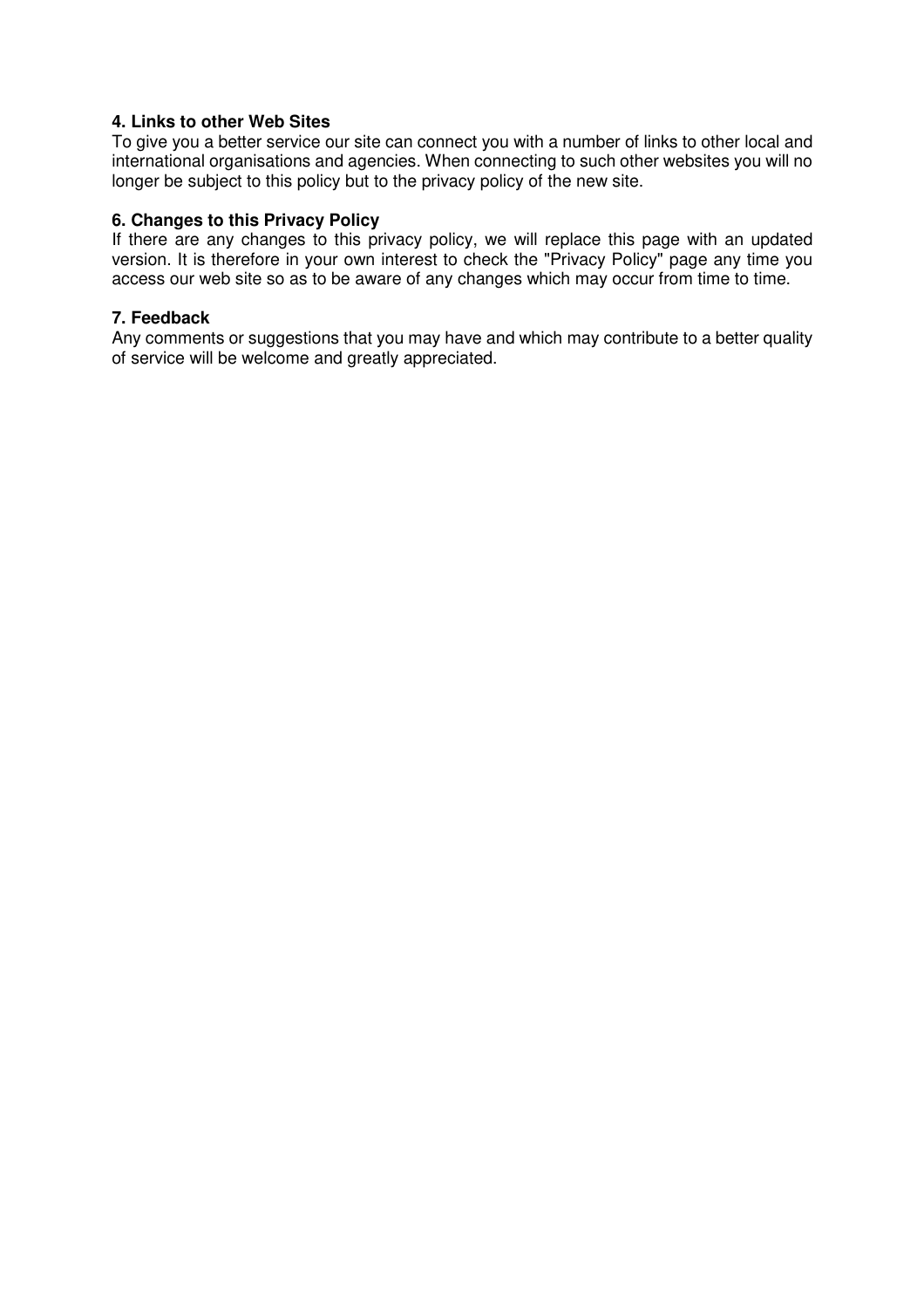**4. Links to other Web Sites**
To give you a better service our site can connect you with a number of links to other local and international organisations and agencies. When connecting to such other websites you will no longer be subject to this policy but to the privacy policy of the new site.

**6. Changes to this Privacy Policy**
If there are any changes to this privacy policy, we will replace this page with an updated version. It is therefore in your own interest to check the "Privacy Policy" page any time you access our web site so as to be aware of any changes which may occur from time to time.

**7. Feedback**
Any comments or suggestions that you may have and which may contribute to a better quality of service will be welcome and greatly appreciated.